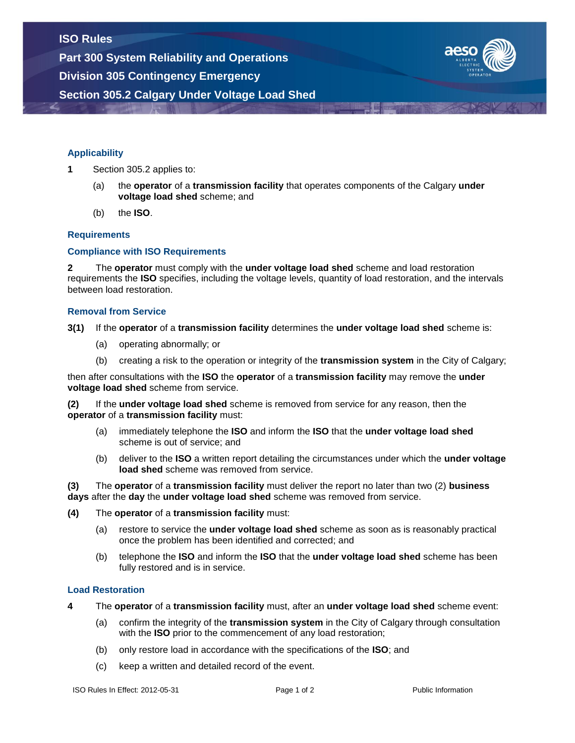# ISO Rules

## Part 300 System Reliability and Operations

## Division 305 Contingency Emergency

## Section 305.2 Calgary Under Voltage Load Shed

### Applicability

**1** Section 305.2 applies to:

(a) the **operator** of a **transmission facility** that operates components of the Calgary **under voltage load shed** scheme; and

(b) the **ISO**.

### Requirements

### Compliance with ISO Requirements

**2** The **operator** must comply with the **under voltage load shed** scheme and load restoration requirements the **ISO** specifies, including the voltage levels, quantity of load restoration, and the intervals between load restoration.

### Removal from Service

**3(1)** If the **operator** of a **transmission facility** determines the **under voltage load shed** scheme is:

(a) operating abnormally; or

(b) creating a risk to the operation or integrity of the **transmission system** in the City of Calgary;

then after consultations with the **ISO** the **operator** of a **transmission facility** may remove the **under voltage load shed** scheme from service.

**(2)** If the **under voltage load shed** scheme is removed from service for any reason, then the **operator** of a **transmission facility** must:

(a) immediately telephone the **ISO** and inform the **ISO** that the **under voltage load shed** scheme is out of service; and

(b) deliver to the **ISO** a written report detailing the circumstances under which the **under voltage load shed** scheme was removed from service.

**(3)** The **operator** of a **transmission facility** must deliver the report no later than two (2) **business days** after the **day** the **under voltage load shed** scheme was removed from service.

**(4)** The **operator** of a **transmission facility** must:

(a) restore to service the **under voltage load shed** scheme as soon as is reasonably practical once the problem has been identified and corrected; and

(b) telephone the **ISO** and inform the **ISO** that the **under voltage load shed** scheme has been fully restored and is in service.

### Load Restoration

**4** The **operator** of a **transmission facility** must, after an **under voltage load shed** scheme event:

(a) confirm the integrity of the **transmission system** in the City of Calgary through consultation with the **ISO** prior to the commencement of any load restoration;

(b) only restore load in accordance with the specifications of the **ISO**; and

(c) keep a written and detailed record of the event.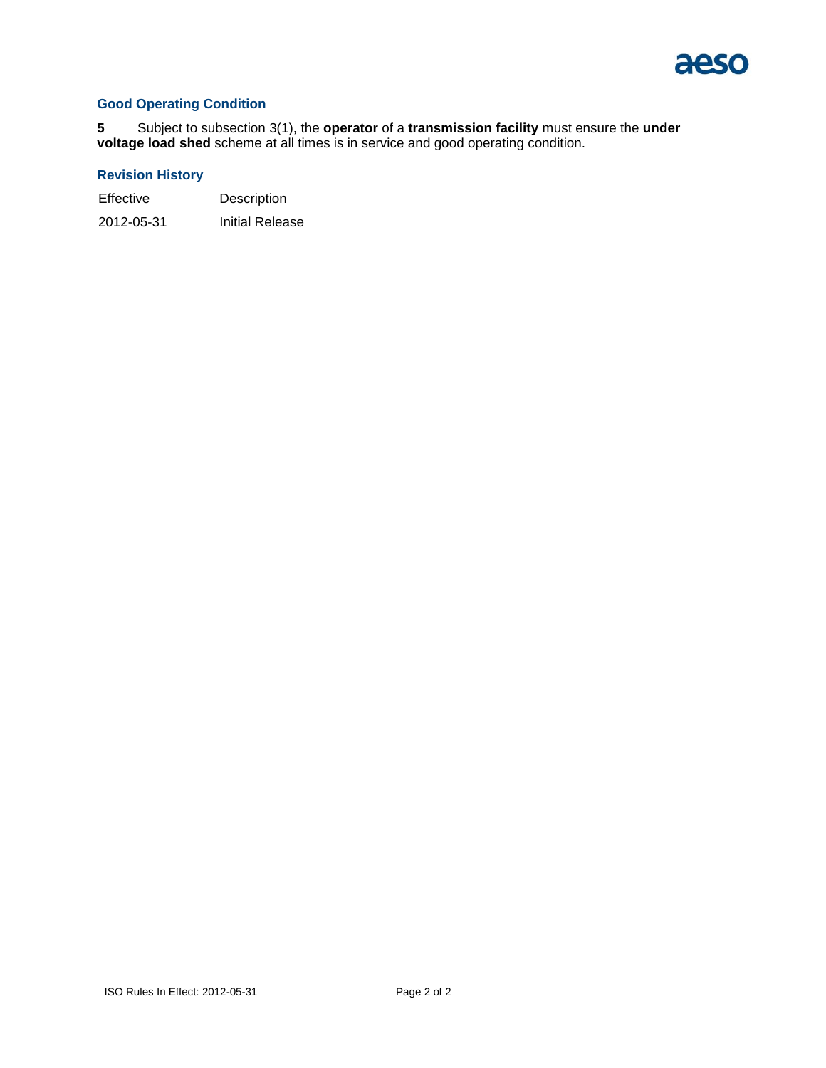### Good Operating Condition

**5** Subject to subsection 3(1), the **operator** of a **transmission facility** must ensure the **under voltage load shed** scheme at all times is in service and good operating condition.

### Revision History

| Effective | Description |
|---|---|
| 2012-05-31 | Initial Release |